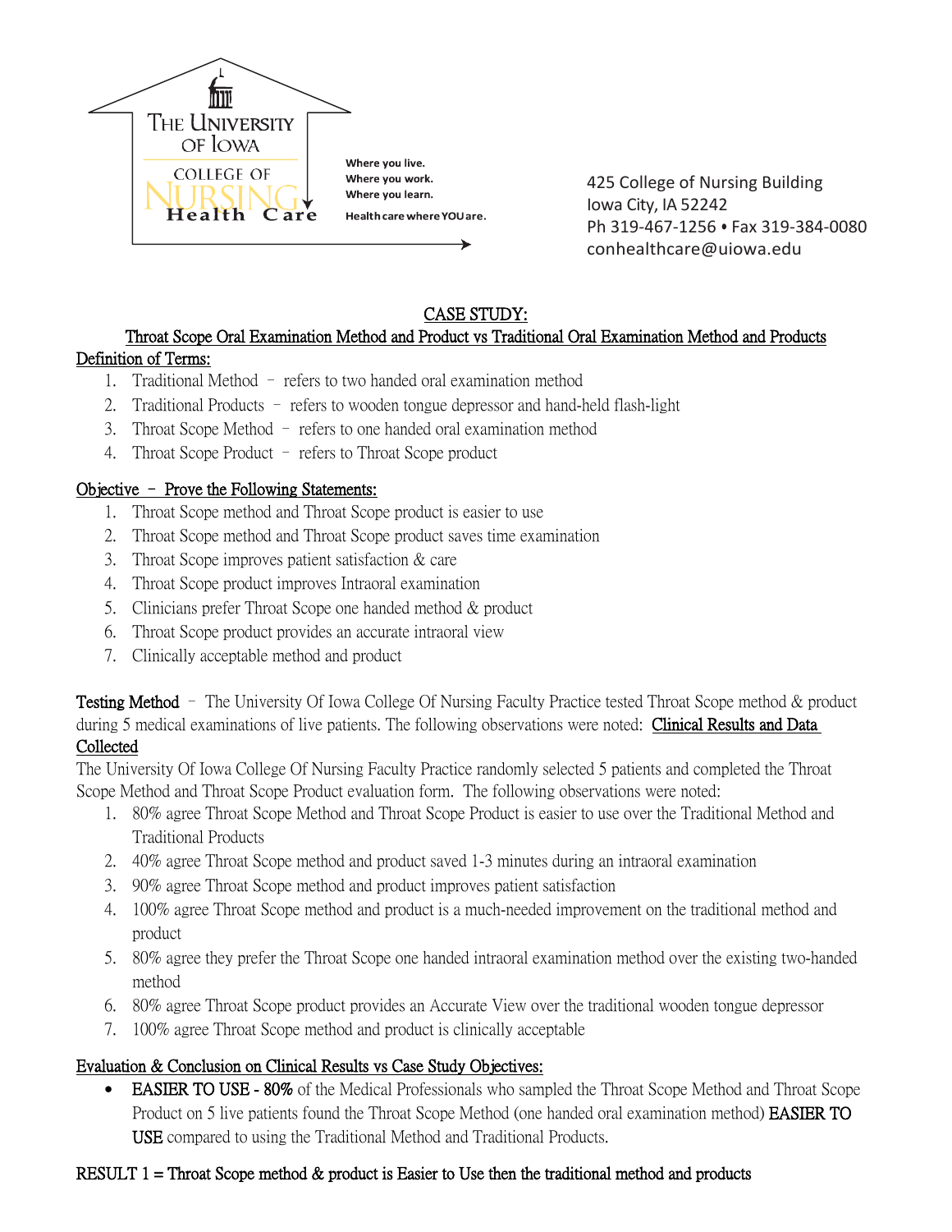The University of Iowa
College of NURSING Health Care

Where you live.
Where you work.
Where you learn.
Health care where YOU are.

425 College of Nursing Building
Iowa City, IA 52242
Ph 319-467-1256 • Fax 319-384-0080
conhealthcare@uiowa.edu

# CASE STUDY:

## Throat Scope Oral Examination Method and Product vs Traditional Oral Examination Method and Products

### Definition of Terms:

1. Traditional Method – refers to two handed oral examination method
2. Traditional Products – refers to wooden tongue depressor and hand-held flash-light
3. Throat Scope Method – refers to one handed oral examination method
4. Throat Scope Product – refers to Throat Scope product

### Objective – Prove the Following Statements:

1. Throat Scope method and Throat Scope product is easier to use
2. Throat Scope method and Throat Scope product saves time examination
3. Throat Scope improves patient satisfaction & care
4. Throat Scope product improves Intraoral examination
5. Clinicians prefer Throat Scope one handed method & product
6. Throat Scope product provides an accurate intraoral view
7. Clinically acceptable method and product

**Testing Method** – The University Of Iowa College Of Nursing Faculty Practice tested Throat Scope method & product during 5 medical examinations of live patients. The following observations were noted: Clinical Results and Data Collected

The University Of Iowa College Of Nursing Faculty Practice randomly selected 5 patients and completed the Throat Scope Method and Throat Scope Product evaluation form. The following observations were noted:

1. 80% agree Throat Scope Method and Throat Scope Product is easier to use over the Traditional Method and Traditional Products
2. 40% agree Throat Scope method and product saved 1-3 minutes during an intraoral examination
3. 90% agree Throat Scope method and product improves patient satisfaction
4. 100% agree Throat Scope method and product is a much-needed improvement on the traditional method and product
5. 80% agree they prefer the Throat Scope one handed intraoral examination method over the existing two-handed method
6. 80% agree Throat Scope product provides an Accurate View over the traditional wooden tongue depressor
7. 100% agree Throat Scope method and product is clinically acceptable

### Evaluation & Conclusion on Clinical Results vs Case Study Objectives:

- EASIER TO USE - **80%** of the Medical Professionals who sampled the Throat Scope Method and Throat Scope Product on 5 live patients found the Throat Scope Method (one handed oral examination method) EASIER TO USE compared to using the Traditional Method and Traditional Products.

RESULT 1 = Throat Scope method & product is Easier to Use then the traditional method and products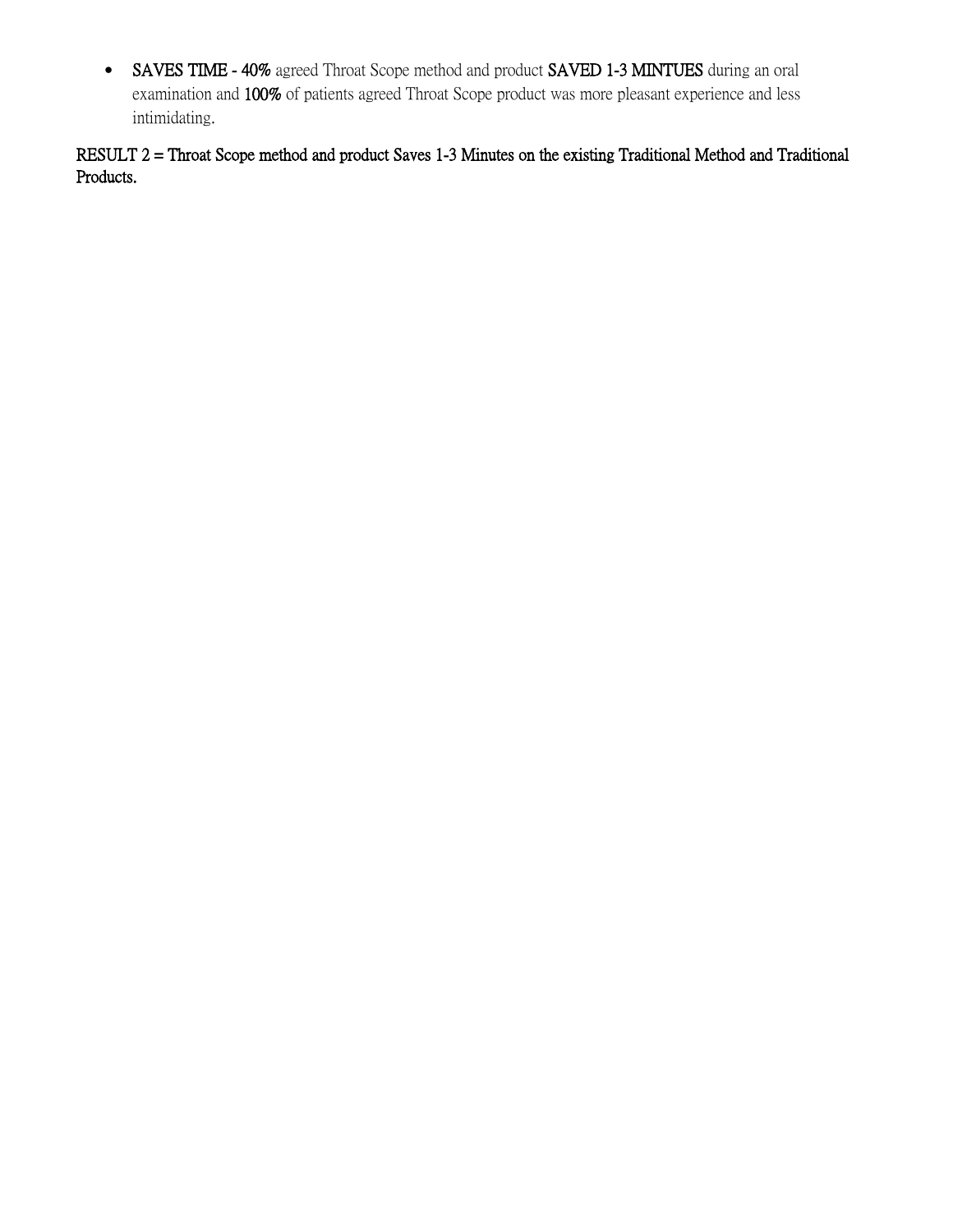- **SAVES TIME - 40%** agreed Throat Scope method and product **SAVED 1-3 MINTUES** during an oral examination and **100%** of patients agreed Throat Scope product was more pleasant experience and less intimidating.

**RESULT 2 = Throat Scope method and product Saves 1-3 Minutes on the existing Traditional Method and Traditional Products.**